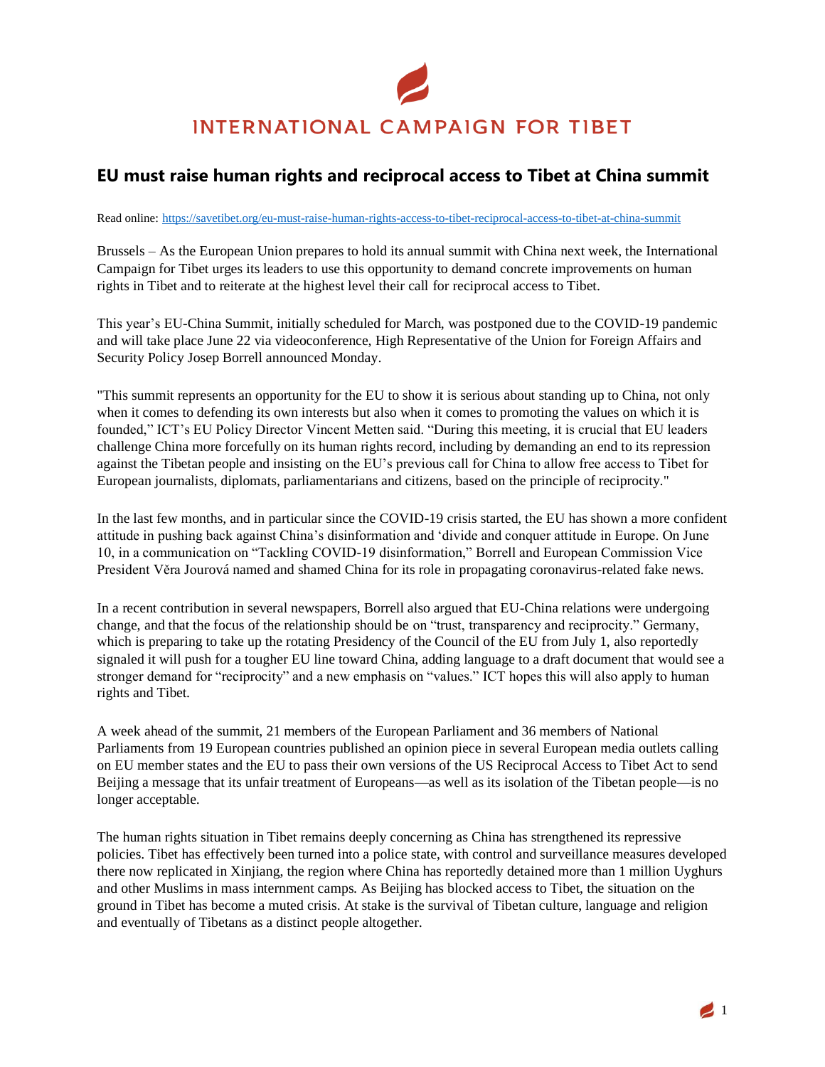INTERNATIONAL CAMPAIGN FOR TIBET

# EU must raise human rights and reciprocal access to Tibet at China summit

Read online: https://savetibet.org/eu-must-raise-human-rights-access-to-tibet-reciprocal-access-to-tibet-at-china-summit

Brussels – As the European Union prepares to hold its annual summit with China next week, the International Campaign for Tibet urges its leaders to use this opportunity to demand concrete improvements on human rights in Tibet and to reiterate at the highest level their call for reciprocal access to Tibet.

This year's EU-China Summit, initially scheduled for March, was postponed due to the COVID-19 pandemic and will take place June 22 via videoconference, High Representative of the Union for Foreign Affairs and Security Policy Josep Borrell announced Monday.

"This summit represents an opportunity for the EU to show it is serious about standing up to China, not only when it comes to defending its own interests but also when it comes to promoting the values on which it is founded," ICT's EU Policy Director Vincent Metten said. "During this meeting, it is crucial that EU leaders challenge China more forcefully on its human rights record, including by demanding an end to its repression against the Tibetan people and insisting on the EU's previous call for China to allow free access to Tibet for European journalists, diplomats, parliamentarians and citizens, based on the principle of reciprocity."

In the last few months, and in particular since the COVID-19 crisis started, the EU has shown a more confident attitude in pushing back against China's disinformation and 'divide and conquer attitude in Europe. On June 10, in a communication on "Tackling COVID-19 disinformation," Borrell and European Commission Vice President Věra Jourová named and shamed China for its role in propagating coronavirus-related fake news.

In a recent contribution in several newspapers, Borrell also argued that EU-China relations were undergoing change, and that the focus of the relationship should be on "trust, transparency and reciprocity." Germany, which is preparing to take up the rotating Presidency of the Council of the EU from July 1, also reportedly signaled it will push for a tougher EU line toward China, adding language to a draft document that would see a stronger demand for "reciprocity" and a new emphasis on "values." ICT hopes this will also apply to human rights and Tibet.

A week ahead of the summit, 21 members of the European Parliament and 36 members of National Parliaments from 19 European countries published an opinion piece in several European media outlets calling on EU member states and the EU to pass their own versions of the US Reciprocal Access to Tibet Act to send Beijing a message that its unfair treatment of Europeans—as well as its isolation of the Tibetan people—is no longer acceptable.

The human rights situation in Tibet remains deeply concerning as China has strengthened its repressive policies. Tibet has effectively been turned into a police state, with control and surveillance measures developed there now replicated in Xinjiang, the region where China has reportedly detained more than 1 million Uyghurs and other Muslims in mass internment camps. As Beijing has blocked access to Tibet, the situation on the ground in Tibet has become a muted crisis. At stake is the survival of Tibetan culture, language and religion and eventually of Tibetans as a distinct people altogether.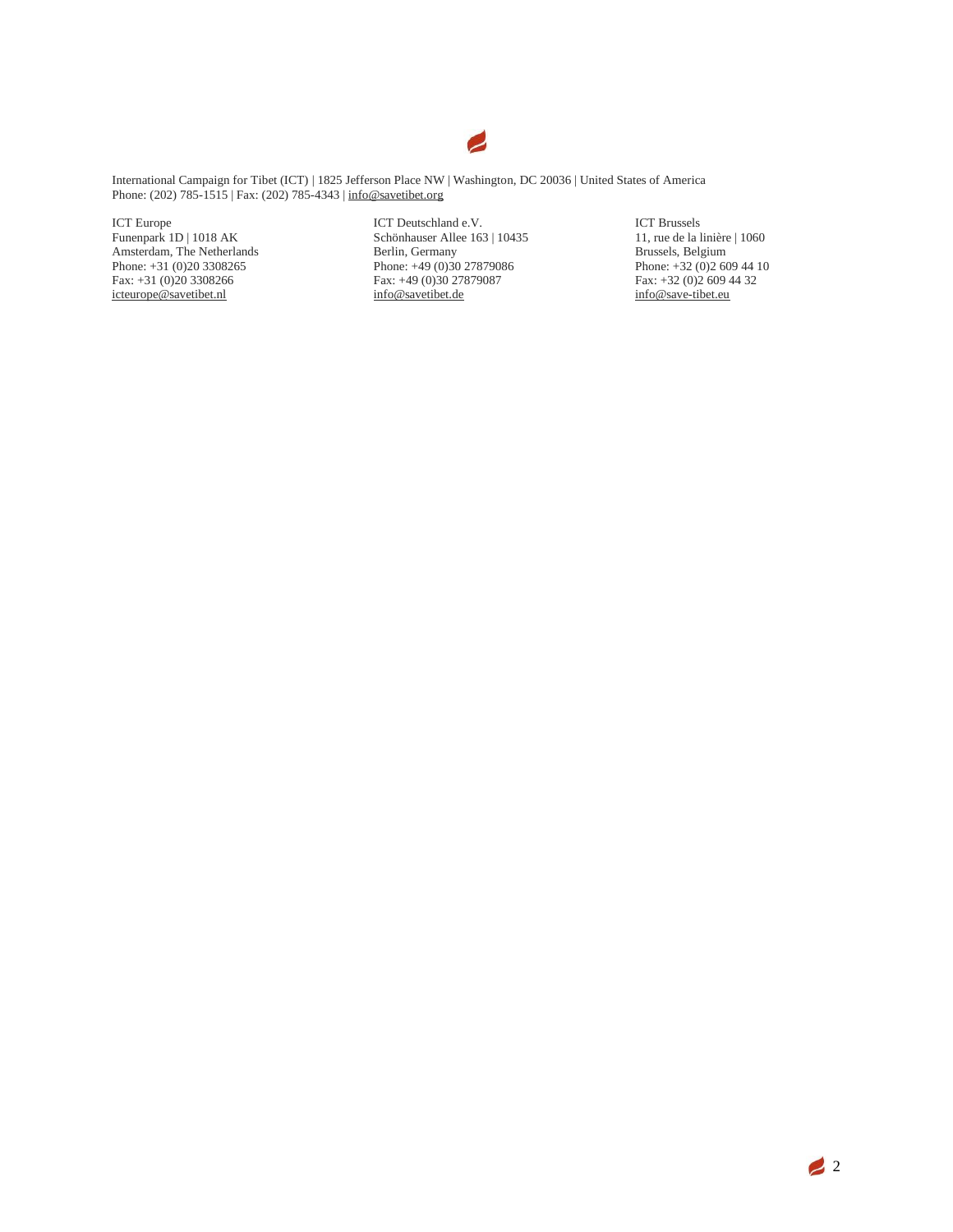International Campaign for Tibet (ICT) | 1825 Jefferson Place NW | Washington, DC 20036 | United States of America
Phone: (202) 785-1515 | Fax: (202) 785-4343 | info@savetibet.org

ICT Europe
Funenpark 1D | 1018 AK
Amsterdam, The Netherlands
Phone: +31 (0)20 3308265
Fax: +31 (0)20 3308266
icteurope@savetibet.nl

ICT Deutschland e.V.
Schönhauser Allee 163 | 10435
Berlin, Germany
Phone: +49 (0)30 27879086
Fax: +49 (0)30 27879087
info@savetibet.de

ICT Brussels
11, rue de la linière | 1060
Brussels, Belgium
Phone: +32 (0)2 609 44 10
Fax: +32 (0)2 609 44 32
info@save-tibet.eu